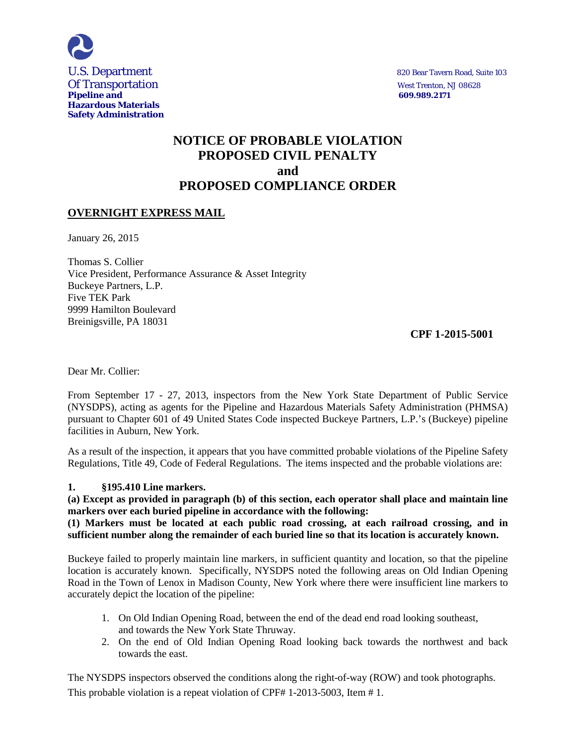U.S. Department
Of Transportation
**Pipeline and Hazardous Materials Safety Administration**

820 Bear Tavern Road, Suite 103
West Trenton, NJ 08628
**609.989.2171**

# NOTICE OF PROBABLE VIOLATION
# PROPOSED CIVIL PENALTY
# and
# PROPOSED COMPLIANCE ORDER

**OVERNIGHT EXPRESS MAIL**

January 26, 2015

Thomas S. Collier
Vice President, Performance Assurance & Asset Integrity
Buckeye Partners, L.P.
Five TEK Park
9999 Hamilton Boulevard
Breinigsville, PA 18031

**CPF 1-2015-5001**

Dear Mr. Collier:

From September 17 - 27, 2013, inspectors from the New York State Department of Public Service (NYSDPS), acting as agents for the Pipeline and Hazardous Materials Safety Administration (PHMSA) pursuant to Chapter 601 of 49 United States Code inspected Buckeye Partners, L.P.'s (Buckeye) pipeline facilities in Auburn, New York.

As a result of the inspection, it appears that you have committed probable violations of the Pipeline Safety Regulations, Title 49, Code of Federal Regulations. The items inspected and the probable violations are:

**1. §195.410 Line markers.**
**(a) Except as provided in paragraph (b) of this section, each operator shall place and maintain line markers over each buried pipeline in accordance with the following:**
**(1) Markers must be located at each public road crossing, at each railroad crossing, and in sufficient number along the remainder of each buried line so that its location is accurately known.**

Buckeye failed to properly maintain line markers, in sufficient quantity and location, so that the pipeline location is accurately known. Specifically, NYSDPS noted the following areas on Old Indian Opening Road in the Town of Lenox in Madison County, New York where there were insufficient line markers to accurately depict the location of the pipeline:

1. On Old Indian Opening Road, between the end of the dead end road looking southeast, and towards the New York State Thruway.
2. On the end of Old Indian Opening Road looking back towards the northwest and back towards the east.

The NYSDPS inspectors observed the conditions along the right-of-way (ROW) and took photographs. This probable violation is a repeat violation of CPF# 1-2013-5003, Item # 1.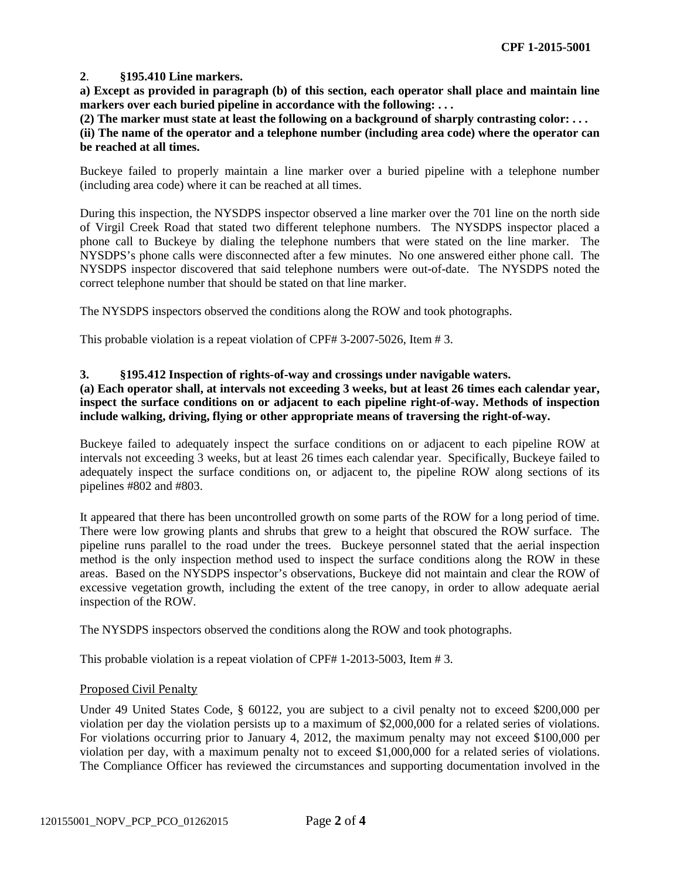**2**. **§195.410 Line markers.**

**a) Except as provided in paragraph (b) of this section, each operator shall place and maintain line markers over each buried pipeline in accordance with the following: . . .**

**(2) The marker must state at least the following on a background of sharply contrasting color: . . .**

**(ii) The name of the operator and a telephone number (including area code) where the operator can be reached at all times.**

Buckeye failed to properly maintain a line marker over a buried pipeline with a telephone number (including area code) where it can be reached at all times.

During this inspection, the NYSDPS inspector observed a line marker over the 701 line on the north side of Virgil Creek Road that stated two different telephone numbers. The NYSDPS inspector placed a phone call to Buckeye by dialing the telephone numbers that were stated on the line marker. The NYSDPS's phone calls were disconnected after a few minutes. No one answered either phone call. The NYSDPS inspector discovered that said telephone numbers were out-of-date. The NYSDPS noted the correct telephone number that should be stated on that line marker.

The NYSDPS inspectors observed the conditions along the ROW and took photographs.

This probable violation is a repeat violation of CPF# 3-2007-5026, Item # 3.

**3. §195.412 Inspection of rights-of-way and crossings under navigable waters.**

**(a) Each operator shall, at intervals not exceeding 3 weeks, but at least 26 times each calendar year, inspect the surface conditions on or adjacent to each pipeline right-of-way. Methods of inspection include walking, driving, flying or other appropriate means of traversing the right-of-way.**

Buckeye failed to adequately inspect the surface conditions on or adjacent to each pipeline ROW at intervals not exceeding 3 weeks, but at least 26 times each calendar year. Specifically, Buckeye failed to adequately inspect the surface conditions on, or adjacent to, the pipeline ROW along sections of its pipelines #802 and #803.

It appeared that there has been uncontrolled growth on some parts of the ROW for a long period of time. There were low growing plants and shrubs that grew to a height that obscured the ROW surface. The pipeline runs parallel to the road under the trees. Buckeye personnel stated that the aerial inspection method is the only inspection method used to inspect the surface conditions along the ROW in these areas. Based on the NYSDPS inspector's observations, Buckeye did not maintain and clear the ROW of excessive vegetation growth, including the extent of the tree canopy, in order to allow adequate aerial inspection of the ROW.

The NYSDPS inspectors observed the conditions along the ROW and took photographs.

This probable violation is a repeat violation of CPF# 1-2013-5003, Item # 3.

Proposed Civil Penalty

Under 49 United States Code, § 60122, you are subject to a civil penalty not to exceed $200,000 per violation per day the violation persists up to a maximum of $2,000,000 for a related series of violations. For violations occurring prior to January 4, 2012, the maximum penalty may not exceed $100,000 per violation per day, with a maximum penalty not to exceed $1,000,000 for a related series of violations. The Compliance Officer has reviewed the circumstances and supporting documentation involved in the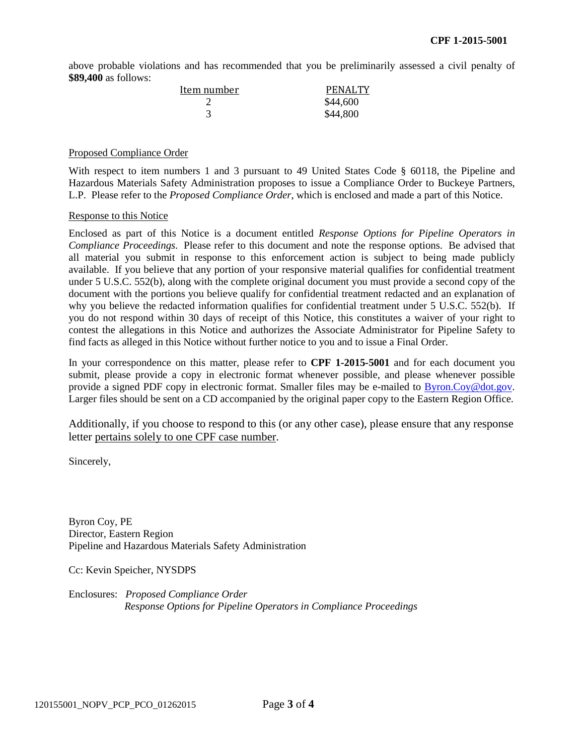above probable violations and has recommended that you be preliminarily assessed a civil penalty of **$89,400** as follows:

| Item number | PENALTY |
|---|---|
| 2 | $44,600 |
| 3 | $44,800 |

Proposed Compliance Order

With respect to item numbers 1 and 3 pursuant to 49 United States Code § 60118, the Pipeline and Hazardous Materials Safety Administration proposes to issue a Compliance Order to Buckeye Partners, L.P. Please refer to the *Proposed Compliance Order*, which is enclosed and made a part of this Notice.

Response to this Notice

Enclosed as part of this Notice is a document entitled *Response Options for Pipeline Operators in Compliance Proceedings*. Please refer to this document and note the response options. Be advised that all material you submit in response to this enforcement action is subject to being made publicly available. If you believe that any portion of your responsive material qualifies for confidential treatment under 5 U.S.C. 552(b), along with the complete original document you must provide a second copy of the document with the portions you believe qualify for confidential treatment redacted and an explanation of why you believe the redacted information qualifies for confidential treatment under 5 U.S.C. 552(b). If you do not respond within 30 days of receipt of this Notice, this constitutes a waiver of your right to contest the allegations in this Notice and authorizes the Associate Administrator for Pipeline Safety to find facts as alleged in this Notice without further notice to you and to issue a Final Order.

In your correspondence on this matter, please refer to **CPF 1-2015-5001** and for each document you submit, please provide a copy in electronic format whenever possible, and please whenever possible provide a signed PDF copy in electronic format. Smaller files may be e-mailed to Byron.Coy@dot.gov. Larger files should be sent on a CD accompanied by the original paper copy to the Eastern Region Office.

Additionally, if you choose to respond to this (or any other case), please ensure that any response letter pertains solely to one CPF case number.

Sincerely,

Byron Coy, PE
Director, Eastern Region
Pipeline and Hazardous Materials Safety Administration

Cc: Kevin Speicher, NYSDPS

Enclosures: *Proposed Compliance Order*
*Response Options for Pipeline Operators in Compliance Proceedings*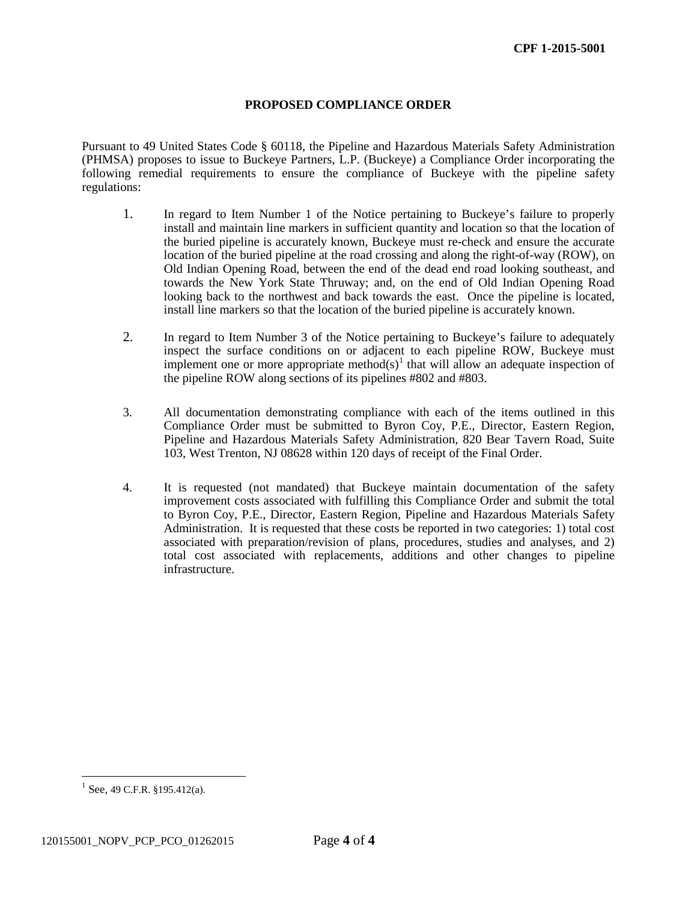## PROPOSED COMPLIANCE ORDER

Pursuant to 49 United States Code § 60118, the Pipeline and Hazardous Materials Safety Administration (PHMSA) proposes to issue to Buckeye Partners, L.P. (Buckeye) a Compliance Order incorporating the following remedial requirements to ensure the compliance of Buckeye with the pipeline safety regulations:

1. In regard to Item Number 1 of the Notice pertaining to Buckeye's failure to properly install and maintain line markers in sufficient quantity and location so that the location of the buried pipeline is accurately known, Buckeye must re-check and ensure the accurate location of the buried pipeline at the road crossing and along the right-of-way (ROW), on Old Indian Opening Road, between the end of the dead end road looking southeast, and towards the New York State Thruway; and, on the end of Old Indian Opening Road looking back to the northwest and back towards the east. Once the pipeline is located, install line markers so that the location of the buried pipeline is accurately known.

2. In regard to Item Number 3 of the Notice pertaining to Buckeye's failure to adequately inspect the surface conditions on or adjacent to each pipeline ROW, Buckeye must implement one or more appropriate method(s)[1] that will allow an adequate inspection of the pipeline ROW along sections of its pipelines #802 and #803.

3. All documentation demonstrating compliance with each of the items outlined in this Compliance Order must be submitted to Byron Coy, P.E., Director, Eastern Region, Pipeline and Hazardous Materials Safety Administration, 820 Bear Tavern Road, Suite 103, West Trenton, NJ 08628 within 120 days of receipt of the Final Order.

4. It is requested (not mandated) that Buckeye maintain documentation of the safety improvement costs associated with fulfilling this Compliance Order and submit the total to Byron Coy, P.E., Director, Eastern Region, Pipeline and Hazardous Materials Safety Administration. It is requested that these costs be reported in two categories: 1) total cost associated with preparation/revision of plans, procedures, studies and analyses, and 2) total cost associated with replacements, additions and other changes to pipeline infrastructure.

---

[1] See, 49 C.F.R. §195.412(a).